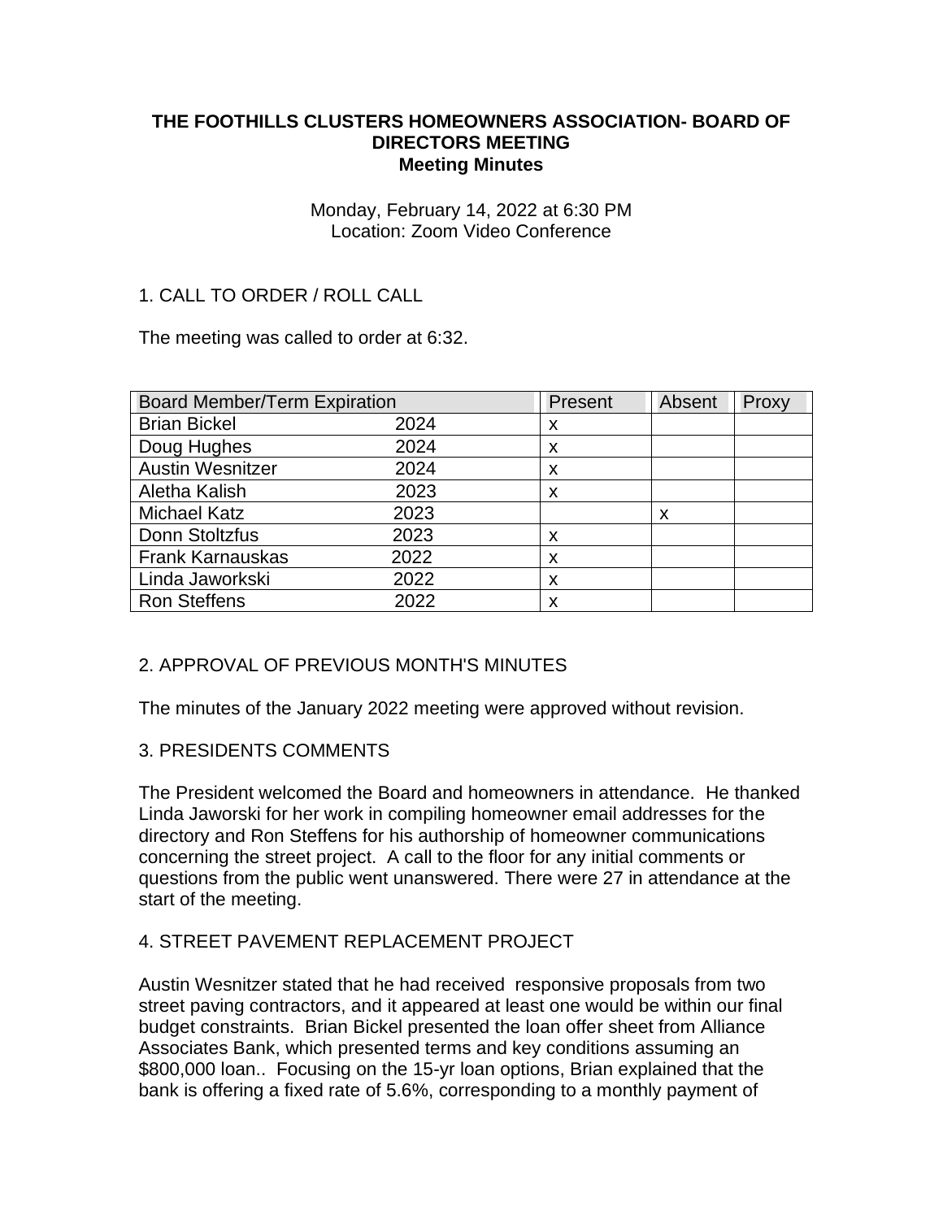# THE FOOTHILLS CLUSTERS HOMEOWNERS ASSOCIATION- BOARD OF DIRECTORS MEETING
## Meeting Minutes

Monday, February 14, 2022 at 6:30 PM
Location: Zoom Video Conference

1. CALL TO ORDER / ROLL CALL

The meeting was called to order at 6:32.

| Board Member/Term Expiration | | Present | Absent | Proxy |
|---|---|---|---|---|
| Brian Bickel | 2024 | x | | |
| Doug Hughes | 2024 | x | | |
| Austin Wesnitzer | 2024 | x | | |
| Aletha Kalish | 2023 | x | | |
| Michael Katz | 2023 | | x | |
| Donn Stoltzfus | 2023 | x | | |
| Frank Karnauskas | 2022 | x | | |
| Linda Jaworkski | 2022 | x | | |
| Ron Steffens | 2022 | x | | |

2. APPROVAL OF PREVIOUS MONTH'S MINUTES

The minutes of the January 2022 meeting were approved without revision.

3. PRESIDENTS COMMENTS

The President welcomed the Board and homeowners in attendance. He thanked Linda Jaworski for her work in compiling homeowner email addresses for the directory and Ron Steffens for his authorship of homeowner communications concerning the street project. A call to the floor for any initial comments or questions from the public went unanswered. There were 27 in attendance at the start of the meeting.

4. STREET PAVEMENT REPLACEMENT PROJECT

Austin Wesnitzer stated that he had received responsive proposals from two street paving contractors, and it appeared at least one would be within our final budget constraints. Brian Bickel presented the loan offer sheet from Alliance Associates Bank, which presented terms and key conditions assuming an $800,000 loan.. Focusing on the 15-yr loan options, Brian explained that the bank is offering a fixed rate of 5.6%, corresponding to a monthly payment of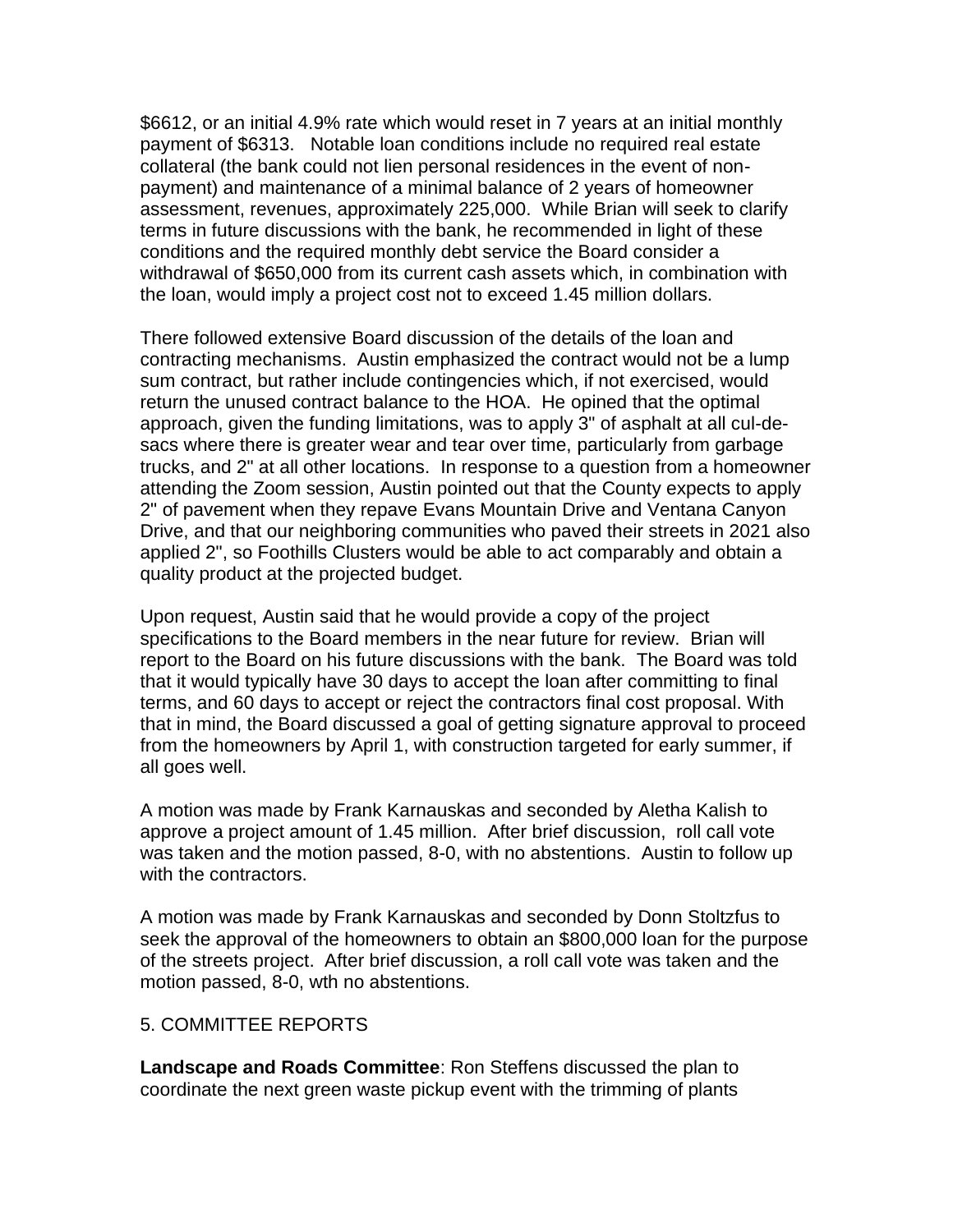$6612, or an initial 4.9% rate which would reset in 7 years at an initial monthly payment of $6313. Notable loan conditions include no required real estate collateral (the bank could not lien personal residences in the event of non-payment) and maintenance of a minimal balance of 2 years of homeowner assessment, revenues, approximately 225,000. While Brian will seek to clarify terms in future discussions with the bank, he recommended in light of these conditions and the required monthly debt service the Board consider a withdrawal of $650,000 from its current cash assets which, in combination with the loan, would imply a project cost not to exceed 1.45 million dollars.

There followed extensive Board discussion of the details of the loan and contracting mechanisms. Austin emphasized the contract would not be a lump sum contract, but rather include contingencies which, if not exercised, would return the unused contract balance to the HOA. He opined that the optimal approach, given the funding limitations, was to apply 3" of asphalt at all cul-de-sacs where there is greater wear and tear over time, particularly from garbage trucks, and 2" at all other locations. In response to a question from a homeowner attending the Zoom session, Austin pointed out that the County expects to apply 2" of pavement when they repave Evans Mountain Drive and Ventana Canyon Drive, and that our neighboring communities who paved their streets in 2021 also applied 2", so Foothills Clusters would be able to act comparably and obtain a quality product at the projected budget.

Upon request, Austin said that he would provide a copy of the project specifications to the Board members in the near future for review. Brian will report to the Board on his future discussions with the bank. The Board was told that it would typically have 30 days to accept the loan after committing to final terms, and 60 days to accept or reject the contractors final cost proposal. With that in mind, the Board discussed a goal of getting signature approval to proceed from the homeowners by April 1, with construction targeted for early summer, if all goes well.

A motion was made by Frank Karnauskas and seconded by Aletha Kalish to approve a project amount of 1.45 million. After brief discussion, roll call vote was taken and the motion passed, 8-0, with no abstentions. Austin to follow up with the contractors.

A motion was made by Frank Karnauskas and seconded by Donn Stoltzfus to seek the approval of the homeowners to obtain an $800,000 loan for the purpose of the streets project. After brief discussion, a roll call vote was taken and the motion passed, 8-0, wth no abstentions.

5. COMMITTEE REPORTS

**Landscape and Roads Committee**: Ron Steffens discussed the plan to coordinate the next green waste pickup event with the trimming of plants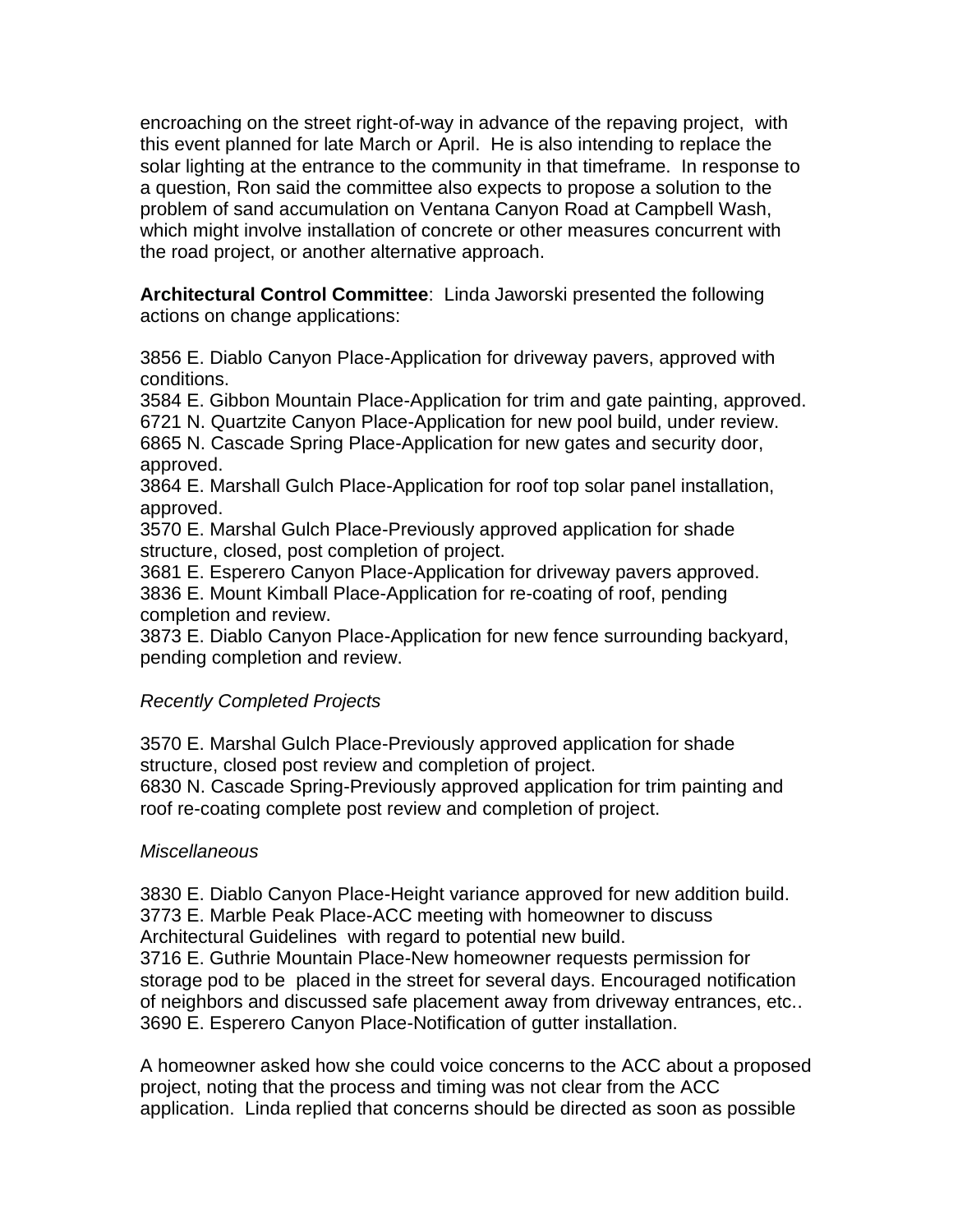encroaching on the street right-of-way in advance of the repaving project, with this event planned for late March or April. He is also intending to replace the solar lighting at the entrance to the community in that timeframe. In response to a question, Ron said the committee also expects to propose a solution to the problem of sand accumulation on Ventana Canyon Road at Campbell Wash, which might involve installation of concrete or other measures concurrent with the road project, or another alternative approach.

**Architectural Control Committee**: Linda Jaworski presented the following actions on change applications:

3856 E. Diablo Canyon Place-Application for driveway pavers, approved with conditions.
3584 E. Gibbon Mountain Place-Application for trim and gate painting, approved.
6721 N. Quartzite Canyon Place-Application for new pool build, under review.
6865 N. Cascade Spring Place-Application for new gates and security door, approved.
3864 E. Marshall Gulch Place-Application for roof top solar panel installation, approved.
3570 E. Marshal Gulch Place-Previously approved application for shade structure, closed, post completion of project.
3681 E. Esperero Canyon Place-Application for driveway pavers approved.
3836 E. Mount Kimball Place-Application for re-coating of roof, pending completion and review.
3873 E. Diablo Canyon Place-Application for new fence surrounding backyard, pending completion and review.

*Recently Completed Projects*

3570 E. Marshal Gulch Place-Previously approved application for shade structure, closed post review and completion of project.
6830 N. Cascade Spring-Previously approved application for trim painting and roof re-coating complete post review and completion of project.

*Miscellaneous*

3830 E. Diablo Canyon Place-Height variance approved for new addition build.
3773 E. Marble Peak Place-ACC meeting with homeowner to discuss Architectural Guidelines with regard to potential new build.
3716 E. Guthrie Mountain Place-New homeowner requests permission for storage pod to be placed in the street for several days. Encouraged notification of neighbors and discussed safe placement away from driveway entrances, etc..
3690 E. Esperero Canyon Place-Notification of gutter installation.

A homeowner asked how she could voice concerns to the ACC about a proposed project, noting that the process and timing was not clear from the ACC application. Linda replied that concerns should be directed as soon as possible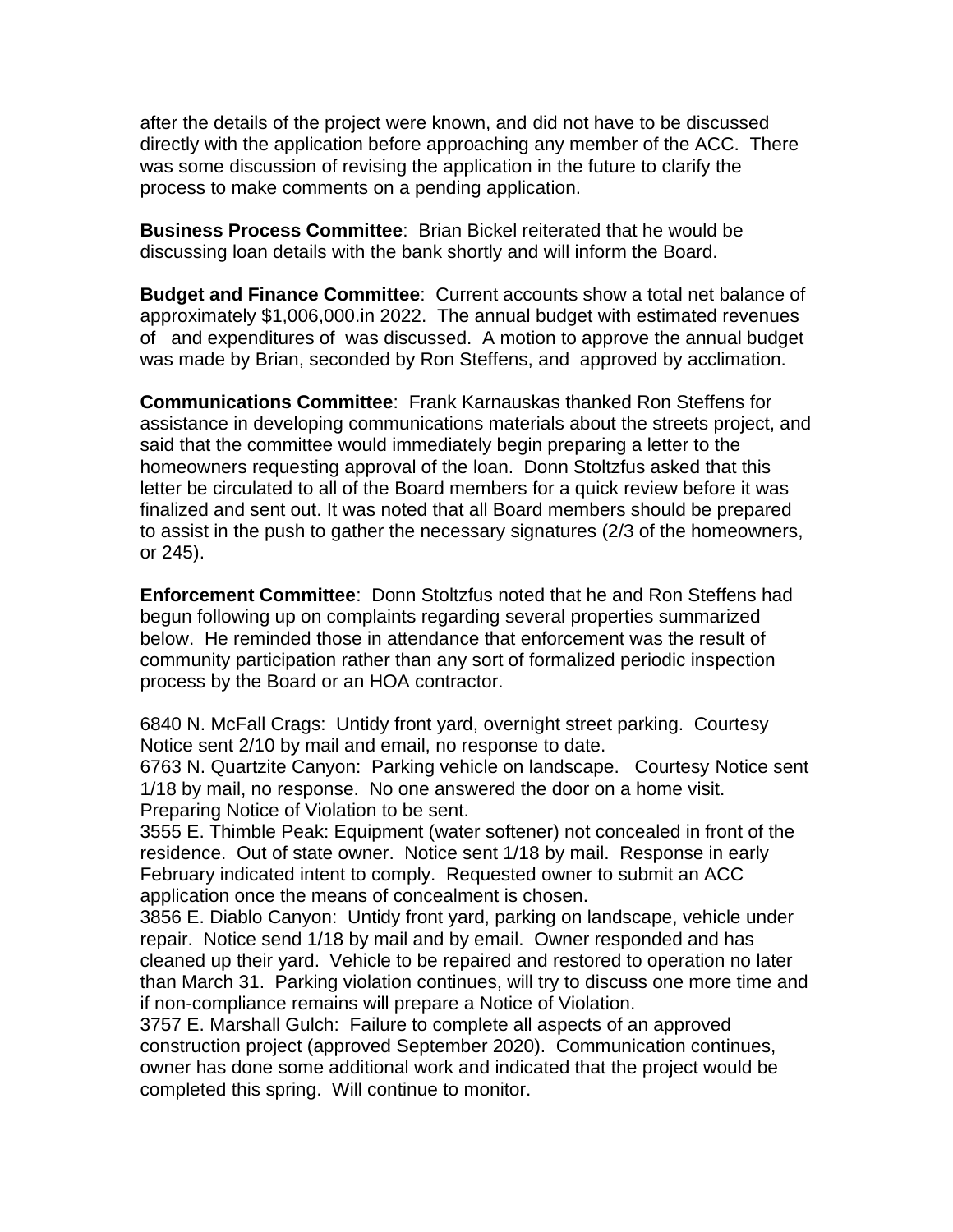after the details of the project were known, and did not have to be discussed directly with the application before approaching any member of the ACC. There was some discussion of revising the application in the future to clarify the process to make comments on a pending application.

**Business Process Committee**: Brian Bickel reiterated that he would be discussing loan details with the bank shortly and will inform the Board.

**Budget and Finance Committee**: Current accounts show a total net balance of approximately $1,006,000.in 2022. The annual budget with estimated revenues of and expenditures of was discussed. A motion to approve the annual budget was made by Brian, seconded by Ron Steffens, and approved by acclimation.

**Communications Committee**: Frank Karnauskas thanked Ron Steffens for assistance in developing communications materials about the streets project, and said that the committee would immediately begin preparing a letter to the homeowners requesting approval of the loan. Donn Stoltzfus asked that this letter be circulated to all of the Board members for a quick review before it was finalized and sent out. It was noted that all Board members should be prepared to assist in the push to gather the necessary signatures (2/3 of the homeowners, or 245).

**Enforcement Committee**: Donn Stoltzfus noted that he and Ron Steffens had begun following up on complaints regarding several properties summarized below. He reminded those in attendance that enforcement was the result of community participation rather than any sort of formalized periodic inspection process by the Board or an HOA contractor.

6840 N. McFall Crags: Untidy front yard, overnight street parking. Courtesy Notice sent 2/10 by mail and email, no response to date.
6763 N. Quartzite Canyon: Parking vehicle on landscape. Courtesy Notice sent 1/18 by mail, no response. No one answered the door on a home visit. Preparing Notice of Violation to be sent.
3555 E. Thimble Peak: Equipment (water softener) not concealed in front of the residence. Out of state owner. Notice sent 1/18 by mail. Response in early February indicated intent to comply. Requested owner to submit an ACC application once the means of concealment is chosen.
3856 E. Diablo Canyon: Untidy front yard, parking on landscape, vehicle under repair. Notice send 1/18 by mail and by email. Owner responded and has cleaned up their yard. Vehicle to be repaired and restored to operation no later than March 31. Parking violation continues, will try to discuss one more time and if non-compliance remains will prepare a Notice of Violation.
3757 E. Marshall Gulch: Failure to complete all aspects of an approved construction project (approved September 2020). Communication continues, owner has done some additional work and indicated that the project would be completed this spring. Will continue to monitor.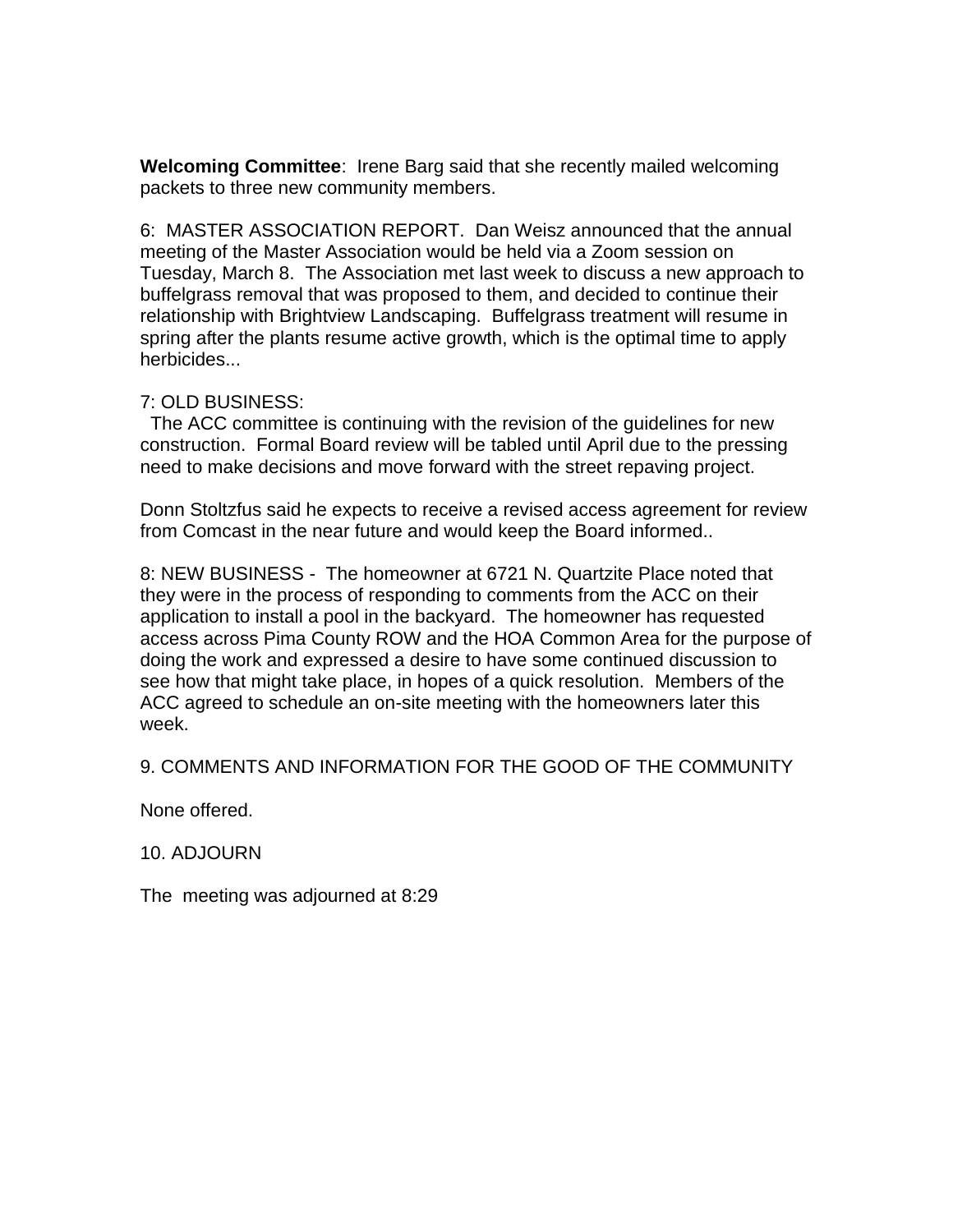**Welcoming Committee**: Irene Barg said that she recently mailed welcoming packets to three new community members.

6: MASTER ASSOCIATION REPORT. Dan Weisz announced that the annual meeting of the Master Association would be held via a Zoom session on Tuesday, March 8. The Association met last week to discuss a new approach to buffelgrass removal that was proposed to them, and decided to continue their relationship with Brightview Landscaping. Buffelgrass treatment will resume in spring after the plants resume active growth, which is the optimal time to apply herbicides...

7: OLD BUSINESS:

The ACC committee is continuing with the revision of the guidelines for new construction. Formal Board review will be tabled until April due to the pressing need to make decisions and move forward with the street repaving project.

Donn Stoltzfus said he expects to receive a revised access agreement for review from Comcast in the near future and would keep the Board informed..

8: NEW BUSINESS - The homeowner at 6721 N. Quartzite Place noted that they were in the process of responding to comments from the ACC on their application to install a pool in the backyard. The homeowner has requested access across Pima County ROW and the HOA Common Area for the purpose of doing the work and expressed a desire to have some continued discussion to see how that might take place, in hopes of a quick resolution. Members of the ACC agreed to schedule an on-site meeting with the homeowners later this week.

9. COMMENTS AND INFORMATION FOR THE GOOD OF THE COMMUNITY

None offered.

10. ADJOURN

The meeting was adjourned at 8:29